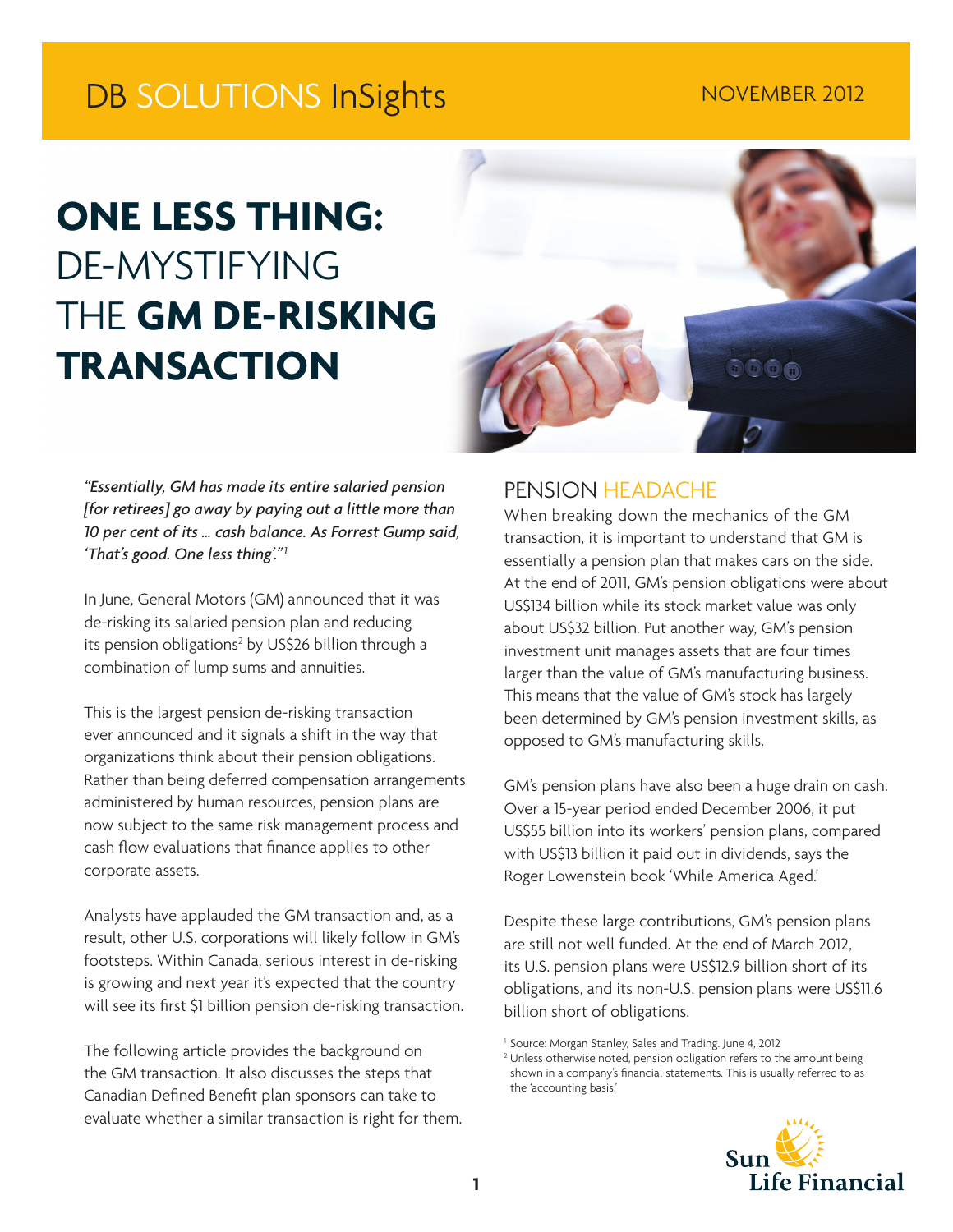DB SOLUTIONS InSights

NOVEMBER 2012

# ONE LESS THING: DE-MYSTIFYING THE GM DE-RISKING TRANSACTION

*"Essentially, GM has made its entire salaried pension [for retirees] go away by paying out a little more than 10 per cent of its ... cash balance. As Forrest Gump said, 'That's good. One less thing'."*[1]

In June, General Motors (GM) announced that it was de-risking its salaried pension plan and reducing its pension obligations[2] by US$26 billion through a combination of lump sums and annuities.

This is the largest pension de-risking transaction ever announced and it signals a shift in the way that organizations think about their pension obligations. Rather than being deferred compensation arrangements administered by human resources, pension plans are now subject to the same risk management process and cash flow evaluations that finance applies to other corporate assets.

Analysts have applauded the GM transaction and, as a result, other U.S. corporations will likely follow in GM's footsteps. Within Canada, serious interest in de-risking is growing and next year it's expected that the country will see its first $1 billion pension de-risking transaction.

The following article provides the background on the GM transaction. It also discusses the steps that Canadian Defined Benefit plan sponsors can take to evaluate whether a similar transaction is right for them.

## PENSION HEADACHE

When breaking down the mechanics of the GM transaction, it is important to understand that GM is essentially a pension plan that makes cars on the side. At the end of 2011, GM's pension obligations were about US$134 billion while its stock market value was only about US$32 billion. Put another way, GM's pension investment unit manages assets that are four times larger than the value of GM's manufacturing business. This means that the value of GM's stock has largely been determined by GM's pension investment skills, as opposed to GM's manufacturing skills.

GM's pension plans have also been a huge drain on cash. Over a 15-year period ended December 2006, it put US$55 billion into its workers' pension plans, compared with US$13 billion it paid out in dividends, says the Roger Lowenstein book 'While America Aged.'

Despite these large contributions, GM's pension plans are still not well funded. At the end of March 2012, its U.S. pension plans were US$12.9 billion short of its obligations, and its non-U.S. pension plans were US$11.6 billion short of obligations.

[1] Source: Morgan Stanley, Sales and Trading. June 4, 2012

[2] Unless otherwise noted, pension obligation refers to the amount being shown in a company's financial statements. This is usually referred to as the 'accounting basis.'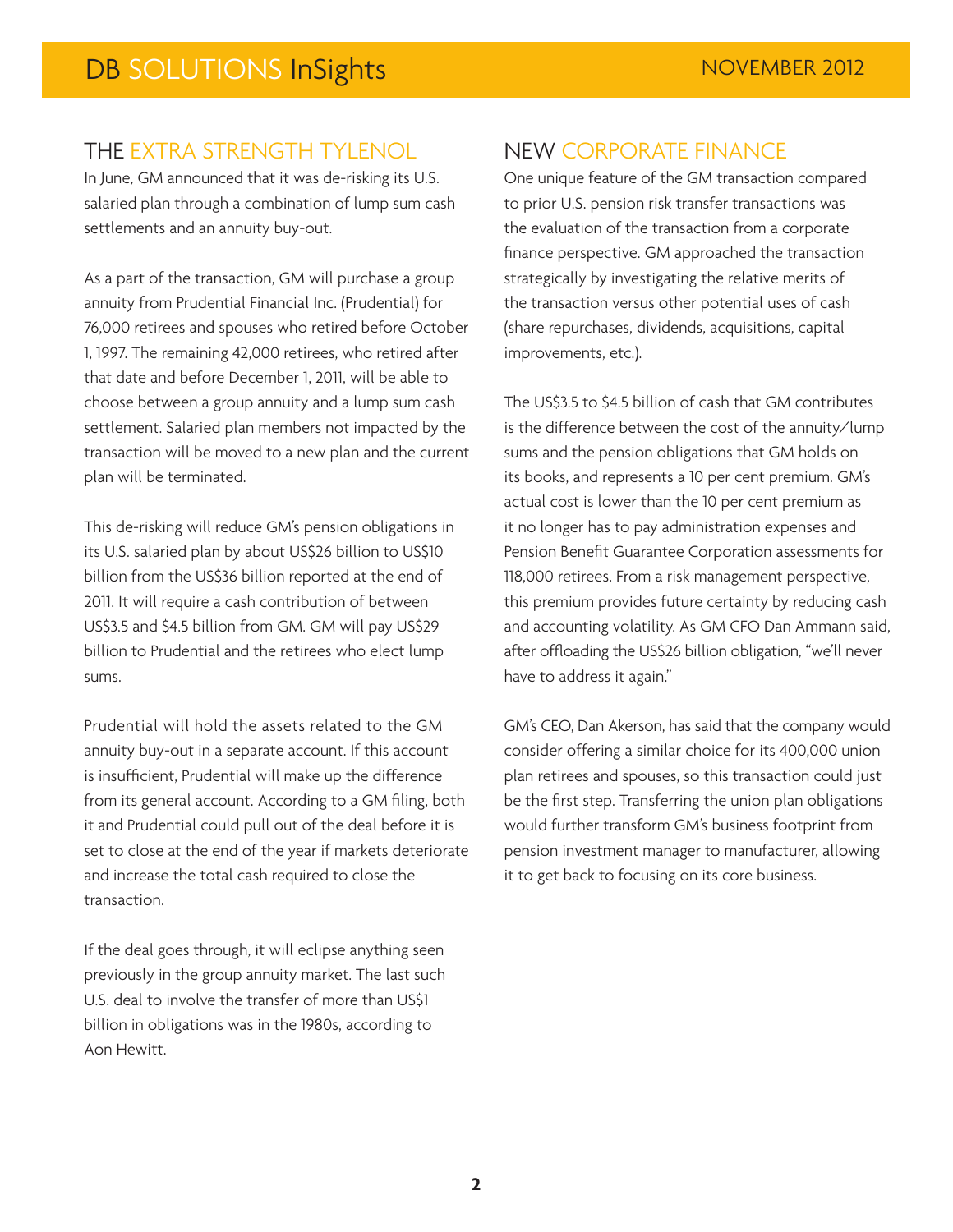## THE EXTRA STRENGTH TYLENOL

In June, GM announced that it was de-risking its U.S. salaried plan through a combination of lump sum cash settlements and an annuity buy-out.

As a part of the transaction, GM will purchase a group annuity from Prudential Financial Inc. (Prudential) for 76,000 retirees and spouses who retired before October 1, 1997. The remaining 42,000 retirees, who retired after that date and before December 1, 2011, will be able to choose between a group annuity and a lump sum cash settlement. Salaried plan members not impacted by the transaction will be moved to a new plan and the current plan will be terminated.

This de-risking will reduce GM's pension obligations in its U.S. salaried plan by about US$26 billion to US$10 billion from the US$36 billion reported at the end of 2011. It will require a cash contribution of between US$3.5 and $4.5 billion from GM. GM will pay US$29 billion to Prudential and the retirees who elect lump sums.

Prudential will hold the assets related to the GM annuity buy-out in a separate account. If this account is insufficient, Prudential will make up the difference from its general account. According to a GM filing, both it and Prudential could pull out of the deal before it is set to close at the end of the year if markets deteriorate and increase the total cash required to close the transaction.

If the deal goes through, it will eclipse anything seen previously in the group annuity market. The last such U.S. deal to involve the transfer of more than US$1 billion in obligations was in the 1980s, according to Aon Hewitt.

## NEW CORPORATE FINANCE

One unique feature of the GM transaction compared to prior U.S. pension risk transfer transactions was the evaluation of the transaction from a corporate finance perspective. GM approached the transaction strategically by investigating the relative merits of the transaction versus other potential uses of cash (share repurchases, dividends, acquisitions, capital improvements, etc.).

The US$3.5 to $4.5 billion of cash that GM contributes is the difference between the cost of the annuity/lump sums and the pension obligations that GM holds on its books, and represents a 10 per cent premium. GM's actual cost is lower than the 10 per cent premium as it no longer has to pay administration expenses and Pension Benefit Guarantee Corporation assessments for 118,000 retirees. From a risk management perspective, this premium provides future certainty by reducing cash and accounting volatility. As GM CFO Dan Ammann said, after offloading the US$26 billion obligation, "we'll never have to address it again."

GM's CEO, Dan Akerson, has said that the company would consider offering a similar choice for its 400,000 union plan retirees and spouses, so this transaction could just be the first step. Transferring the union plan obligations would further transform GM's business footprint from pension investment manager to manufacturer, allowing it to get back to focusing on its core business.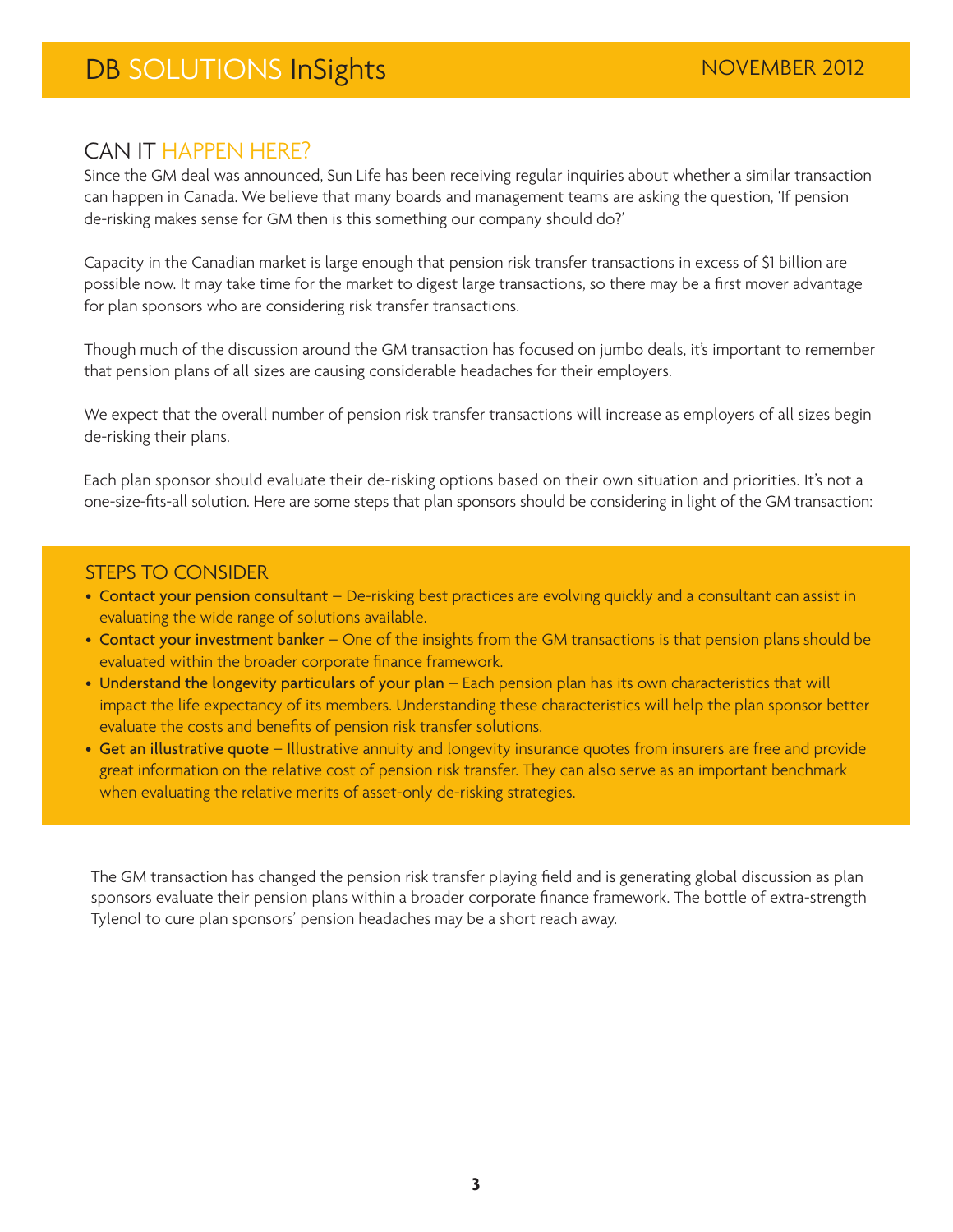## CAN IT HAPPEN HERE?

Since the GM deal was announced, Sun Life has been receiving regular inquiries about whether a similar transaction can happen in Canada. We believe that many boards and management teams are asking the question, 'If pension de-risking makes sense for GM then is this something our company should do?'

Capacity in the Canadian market is large enough that pension risk transfer transactions in excess of $1 billion are possible now. It may take time for the market to digest large transactions, so there may be a first mover advantage for plan sponsors who are considering risk transfer transactions.

Though much of the discussion around the GM transaction has focused on jumbo deals, it's important to remember that pension plans of all sizes are causing considerable headaches for their employers.

We expect that the overall number of pension risk transfer transactions will increase as employers of all sizes begin de-risking their plans.

Each plan sponsor should evaluate their de-risking options based on their own situation and priorities. It's not a one-size-fits-all solution. Here are some steps that plan sponsors should be considering in light of the GM transaction:

### STEPS TO CONSIDER

- **Contact your pension consultant** – De-risking best practices are evolving quickly and a consultant can assist in evaluating the wide range of solutions available.
- **Contact your investment banker** – One of the insights from the GM transactions is that pension plans should be evaluated within the broader corporate finance framework.
- **Understand the longevity particulars of your plan** – Each pension plan has its own characteristics that will impact the life expectancy of its members. Understanding these characteristics will help the plan sponsor better evaluate the costs and benefits of pension risk transfer solutions.
- **Get an illustrative quote** – Illustrative annuity and longevity insurance quotes from insurers are free and provide great information on the relative cost of pension risk transfer. They can also serve as an important benchmark when evaluating the relative merits of asset-only de-risking strategies.

The GM transaction has changed the pension risk transfer playing field and is generating global discussion as plan sponsors evaluate their pension plans within a broader corporate finance framework. The bottle of extra-strength Tylenol to cure plan sponsors' pension headaches may be a short reach away.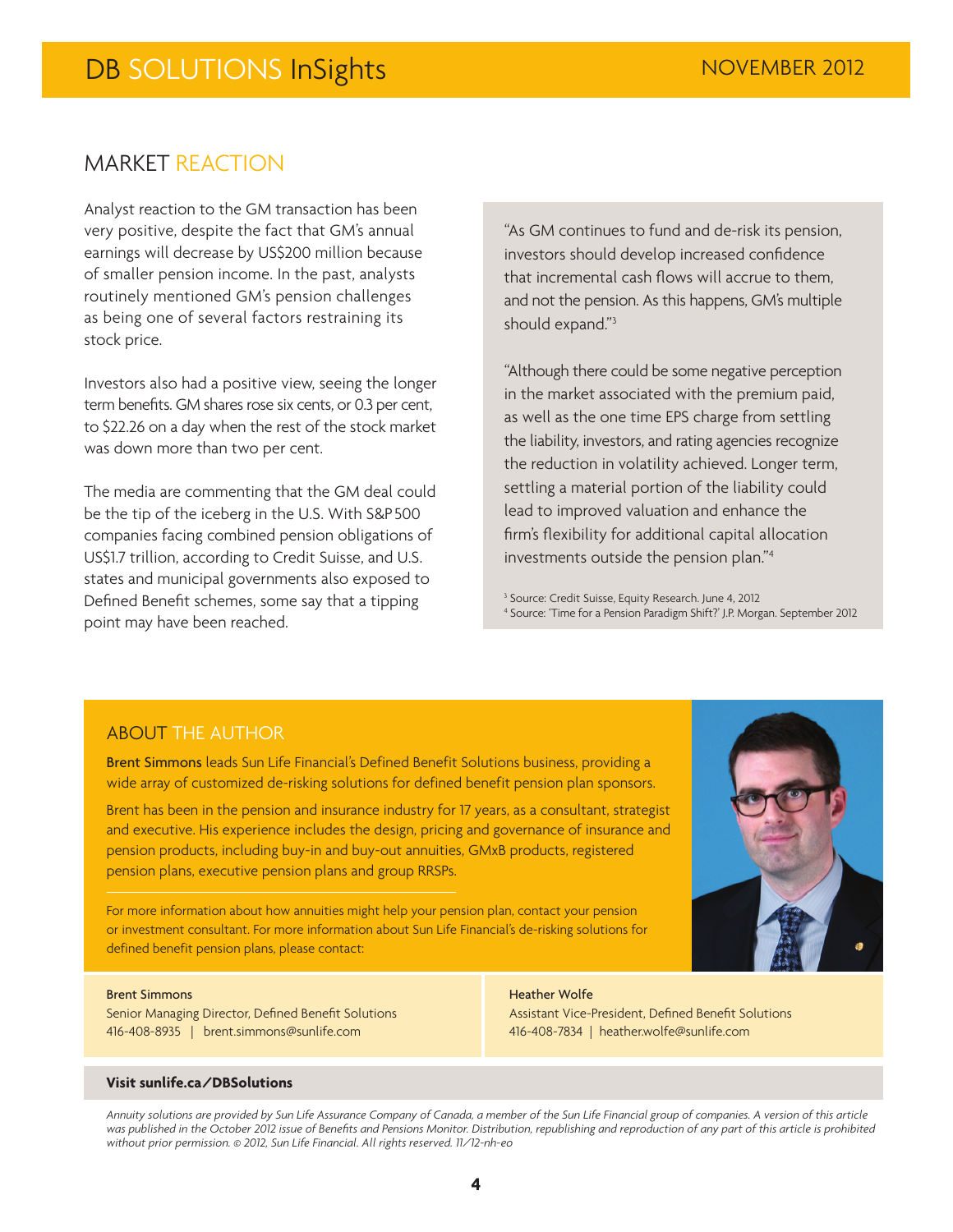## MARKET REACTION

Analyst reaction to the GM transaction has been very positive, despite the fact that GM's annual earnings will decrease by US$200 million because of smaller pension income. In the past, analysts routinely mentioned GM's pension challenges as being one of several factors restraining its stock price.

Investors also had a positive view, seeing the longer term benefits. GM shares rose six cents, or 0.3 per cent, to $22.26 on a day when the rest of the stock market was down more than two per cent.

The media are commenting that the GM deal could be the tip of the iceberg in the U.S. With S&P 500 companies facing combined pension obligations of US$1.7 trillion, according to Credit Suisse, and U.S. states and municipal governments also exposed to Defined Benefit schemes, some say that a tipping point may have been reached.

"As GM continues to fund and de-risk its pension, investors should develop increased confidence that incremental cash flows will accrue to them, and not the pension. As this happens, GM's multiple should expand."[3]

"Although there could be some negative perception in the market associated with the premium paid, as well as the one time EPS charge from settling the liability, investors, and rating agencies recognize the reduction in volatility achieved. Longer term, settling a material portion of the liability could lead to improved valuation and enhance the firm's flexibility for additional capital allocation investments outside the pension plan."[4]

[3] Source: Credit Suisse, Equity Research. June 4, 2012
[4] Source: 'Time for a Pension Paradigm Shift?' J.P. Morgan. September 2012

## ABOUT THE AUTHOR

**Brent Simmons** leads Sun Life Financial's Defined Benefit Solutions business, providing a wide array of customized de-risking solutions for defined benefit pension plan sponsors.

Brent has been in the pension and insurance industry for 17 years, as a consultant, strategist and executive. His experience includes the design, pricing and governance of insurance and pension products, including buy-in and buy-out annuities, GMxB products, registered pension plans, executive pension plans and group RRSPs.

For more information about how annuities might help your pension plan, contact your pension or investment consultant. For more information about Sun Life Financial's de-risking solutions for defined benefit pension plans, please contact:

**Brent Simmons**
Senior Managing Director, Defined Benefit Solutions
416-408-8935 | brent.simmons@sunlife.com

**Heather Wolfe**
Assistant Vice-President, Defined Benefit Solutions
416-408-7834 | heather.wolfe@sunlife.com

**Visit sunlife.ca/DBSolutions**

*Annuity solutions are provided by Sun Life Assurance Company of Canada, a member of the Sun Life Financial group of companies. A version of this article was published in the October 2012 issue of Benefits and Pensions Monitor. Distribution, republishing and reproduction of any part of this article is prohibited without prior permission. © 2012, Sun Life Financial. All rights reserved. 11/12-nh-eo*